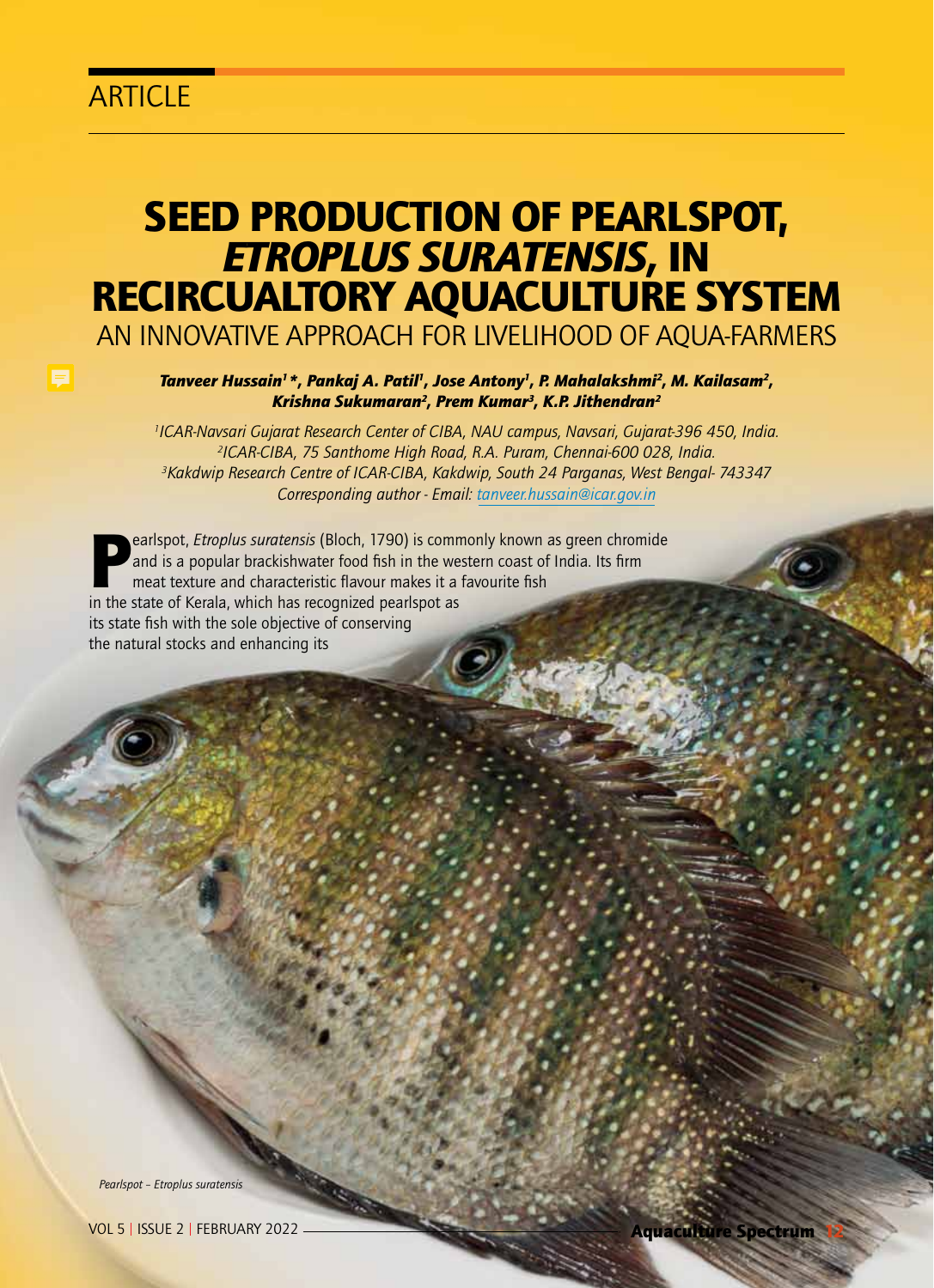ARTICLE

# SEED PRODUCTION OF PEARLSPOT, *ETROPLUS SURATENSIS*, IN RECIRCUALTORY AQUACULTURE SYSTEM

## AN INNOVATIVE APPROACH FOR LIVELIHOOD OF AQUA-FARMERS

***Tanveer Hussain[1] \*, Pankaj A. Patil[1], Jose Antony[1], P. Mahalakshmi[2], M. Kailasam[2], Krishna Sukumaran[2], Prem Kumar[3], K.P. Jithendran[2]***

*[1]ICAR-Navsari Gujarat Research Center of CIBA, NAU campus, Navsari, Gujarat-396 450, India.*
*[2]ICAR-CIBA, 75 Santhome High Road, R.A. Puram, Chennai-600 028, India.*
*[3]Kakdwip Research Centre of ICAR-CIBA, Kakdwip, South 24 Parganas, West Bengal- 743347*
*Corresponding author - Email: tanveer.hussain@icar.gov.in*

Pearlspot, *Etroplus suratensis* (Bloch, 1790) is commonly known as green chromide and is a popular brackishwater food fish in the western coast of India. Its firm meat texture and characteristic flavour makes it a favourite fish in the state of Kerala, which has recognized pearlspot as its state fish with the sole objective of conserving the natural stocks and enhancing its

*Pearlspot – Etroplus suratensis*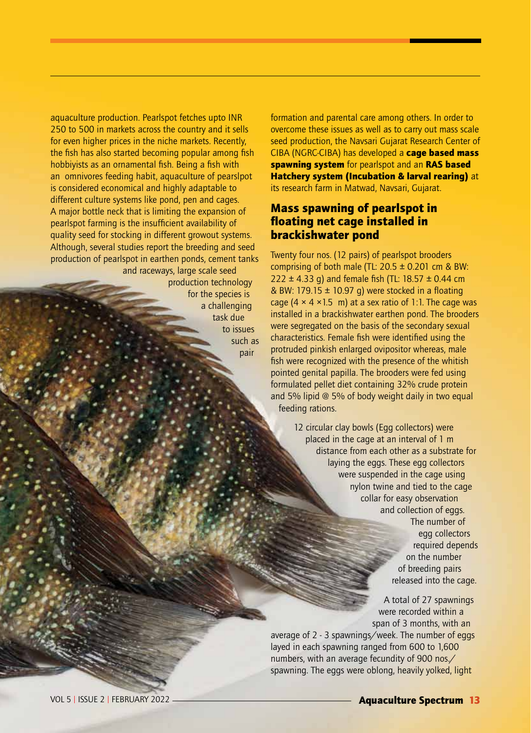aquaculture production. Pearlspot fetches upto INR 250 to 500 in markets across the country and it sells for even higher prices in the niche markets. Recently, the fish has also started becoming popular among fish hobbiyists as an ornamental fish. Being a fish with an omnivores feeding habit, aquaculture of pearslpot is considered economical and highly adaptable to different culture systems like pond, pen and cages. A major bottle neck that is limiting the expansion of pearlspot farming is the insufficient availability of quality seed for stocking in different growout systems. Although, several studies report the breeding and seed production of pearlspot in earthen ponds, cement tanks and raceways, large scale seed production technology for the species is a challenging task due to issues such as pair formation and parental care among others. In order to overcome these issues as well as to carry out mass scale seed production, the Navsari Gujarat Research Center of CIBA (NGRC-CIBA) has developed a **cage based mass spawning system** for pearlspot and an **RAS based Hatchery system (Incubation & larval rearing)** at its research farm in Matwad, Navsari, Gujarat.

## Mass spawning of pearlspot in floating net cage installed in brackishwater pond

Twenty four nos. (12 pairs) of pearlspot brooders comprising of both male (TL: 20.5 ± 0.201 cm & BW: 222 ± 4.33 g) and female fish (TL: 18.57 ± 0.44 cm & BW: 179.15 ± 10.97 g) were stocked in a floating cage (4 × 4 ×1.5 m) at a sex ratio of 1:1. The cage was installed in a brackishwater earthen pond. The brooders were segregated on the basis of the secondary sexual characteristics. Female fish were identified using the protruded pinkish enlarged ovipositor whereas, male fish were recognized with the presence of the whitish pointed genital papilla. The brooders were fed using formulated pellet diet containing 32% crude protein and 5% lipid @ 5% of body weight daily in two equal feeding rations.

12 circular clay bowls (Egg collectors) were placed in the cage at an interval of 1 m distance from each other as a substrate for laying the eggs. These egg collectors were suspended in the cage using nylon twine and tied to the cage collar for easy observation and collection of eggs. The number of egg collectors required depends on the number of breeding pairs released into the cage.

A total of 27 spawnings were recorded within a span of 3 months, with an average of 2 - 3 spawnings/week. The number of eggs layed in each spawning ranged from 600 to 1,600 numbers, with an average fecundity of 900 nos./spawning. The eggs were oblong, heavily yolked, light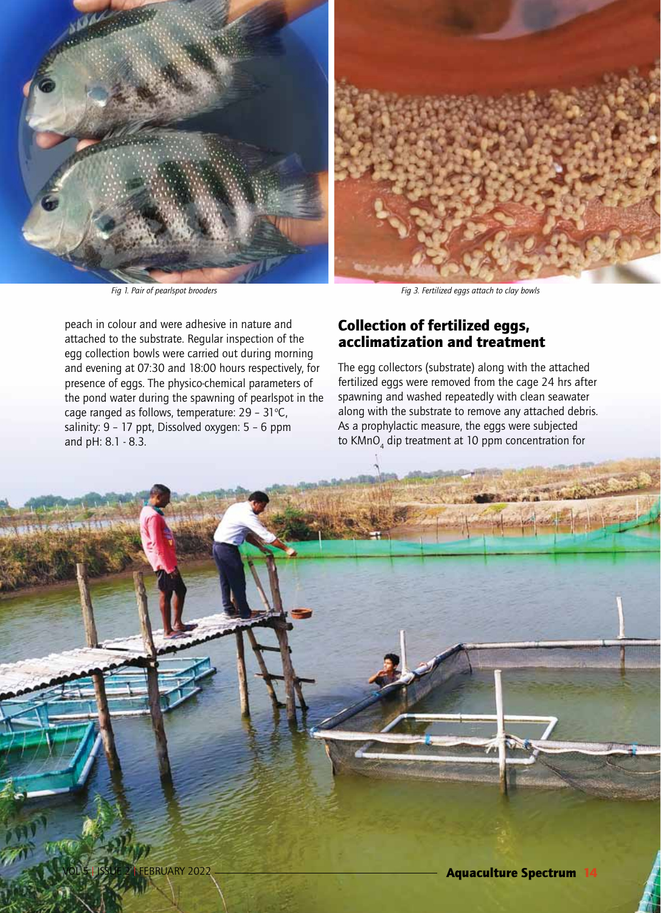Fig 1. Pair of pearlspot brooders

Fig 3. Fertilized eggs attach to clay bowls

peach in colour and were adhesive in nature and attached to the substrate. Regular inspection of the egg collection bowls were carried out during morning and evening at 07:30 and 18:00 hours respectively, for presence of eggs. The physico-chemical parameters of the pond water during the spawning of pearlspot in the cage ranged as follows, temperature: 29 – 31°C, salinity: 9 – 17 ppt, Dissolved oxygen: 5 – 6 ppm and pH: 8.1 - 8.3.

## Collection of fertilized eggs, acclimatization and treatment

The egg collectors (substrate) along with the attached fertilized eggs were removed from the cage 24 hrs after spawning and washed repeatedly with clean seawater along with the substrate to remove any attached debris. As a prophylactic measure, the eggs were subjected to $KMnO_4$ dip treatment at 10 ppm concentration for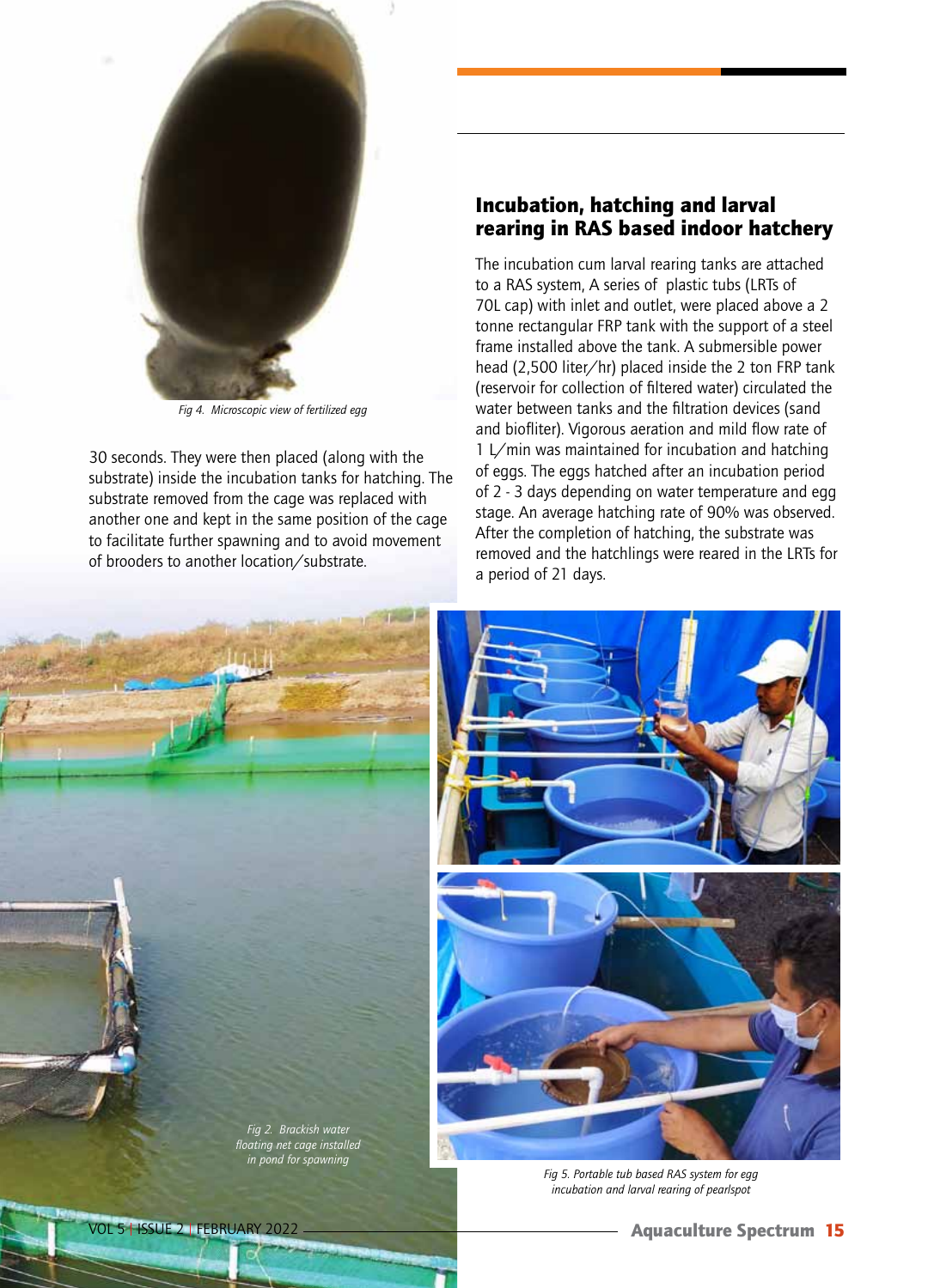Fig 4. Microscopic view of fertilized egg

30 seconds. They were then placed (along with the substrate) inside the incubation tanks for hatching. The substrate removed from the cage was replaced with another one and kept in the same position of the cage to facilitate further spawning and to avoid movement of brooders to another location/substrate.

## Incubation, hatching and larval rearing in RAS based indoor hatchery

The incubation cum larval rearing tanks are attached to a RAS system, A series of plastic tubs (LRTs of 70L cap) with inlet and outlet, were placed above a 2 tonne rectangular FRP tank with the support of a steel frame installed above the tank. A submersible power head (2,500 liter/hr) placed inside the 2 ton FRP tank (reservoir for collection of filtered water) circulated the water between tanks and the filtration devices (sand and biofliter). Vigorous aeration and mild flow rate of 1 L/min was maintained for incubation and hatching of eggs. The eggs hatched after an incubation period of 2 - 3 days depending on water temperature and egg stage. An average hatching rate of 90% was observed. After the completion of hatching, the substrate was removed and the hatchlings were reared in the LRTs for a period of 21 days.

Fig 2. Brackish water floating net cage installed in pond for spawning

Fig 5. Portable tub based RAS system for egg incubation and larval rearing of pearlspot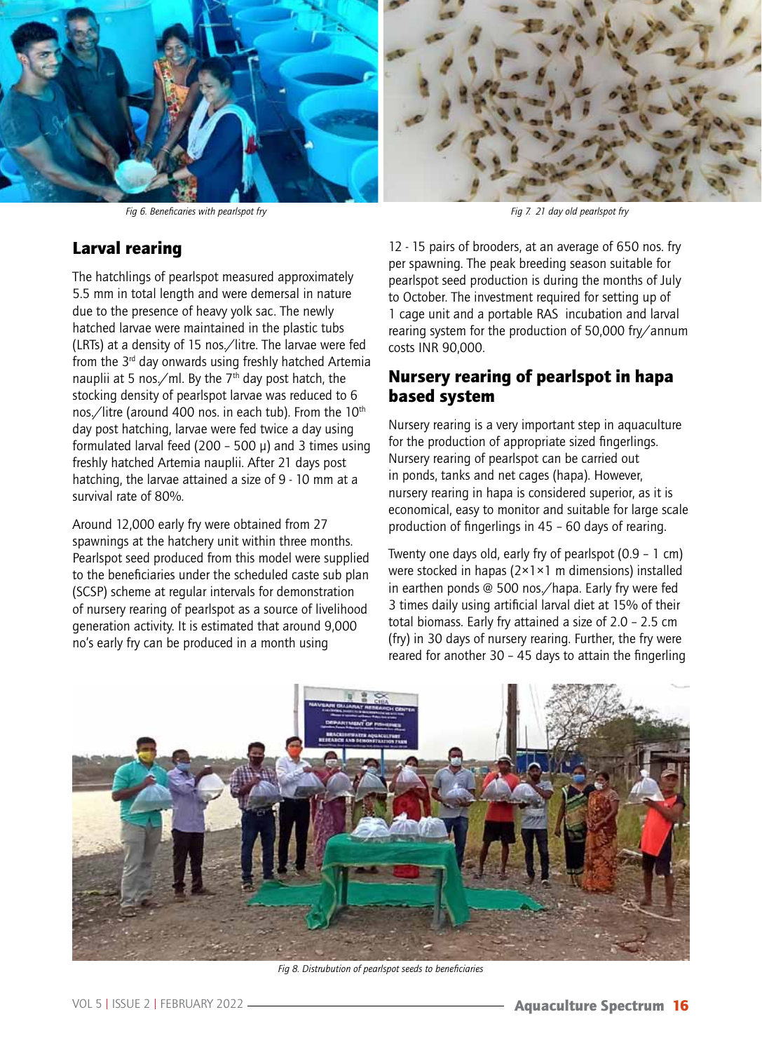Fig 6. Beneficaries with pearlspot fry

Fig 7. 21 day old pearlspot fry

## Larval rearing

The hatchlings of pearlspot measured approximately 5.5 mm in total length and were demersal in nature due to the presence of heavy yolk sac. The newly hatched larvae were maintained in the plastic tubs (LRTs) at a density of 15 nos./litre. The larvae were fed from the 3rd day onwards using freshly hatched Artemia nauplii at 5 nos./ml. By the 7th day post hatch, the stocking density of pearlspot larvae was reduced to 6 nos./litre (around 400 nos. in each tub). From the 10th day post hatching, larvae were fed twice a day using formulated larval feed (200 – 500 µ) and 3 times using freshly hatched Artemia nauplii. After 21 days post hatching, the larvae attained a size of 9 - 10 mm at a survival rate of 80%.

Around 12,000 early fry were obtained from 27 spawnings at the hatchery unit within three months. Pearlspot seed produced from this model were supplied to the beneficiaries under the scheduled caste sub plan (SCSP) scheme at regular intervals for demonstration of nursery rearing of pearlspot as a source of livelihood generation activity. It is estimated that around 9,000 no's early fry can be produced in a month using 12 - 15 pairs of brooders, at an average of 650 nos. fry per spawning. The peak breeding season suitable for pearlspot seed production is during the months of July to October. The investment required for setting up of 1 cage unit and a portable RAS incubation and larval rearing system for the production of 50,000 fry/annum costs INR 90,000.

## Nursery rearing of pearlspot in hapa based system

Nursery rearing is a very important step in aquaculture for the production of appropriate sized fingerlings. Nursery rearing of pearlspot can be carried out in ponds, tanks and net cages (hapa). However, nursery rearing in hapa is considered superior, as it is economical, easy to monitor and suitable for large scale production of fingerlings in 45 – 60 days of rearing.

Twenty one days old, early fry of pearlspot (0.9 – 1 cm) were stocked in hapas (2×1×1 m dimensions) installed in earthen ponds @ 500 nos./hapa. Early fry were fed 3 times daily using artificial larval diet at 15% of their total biomass. Early fry attained a size of 2.0 – 2.5 cm (fry) in 30 days of nursery rearing. Further, the fry were reared for another 30 – 45 days to attain the fingerling

Fig 8. Distrubution of pearlspot seeds to beneficiaries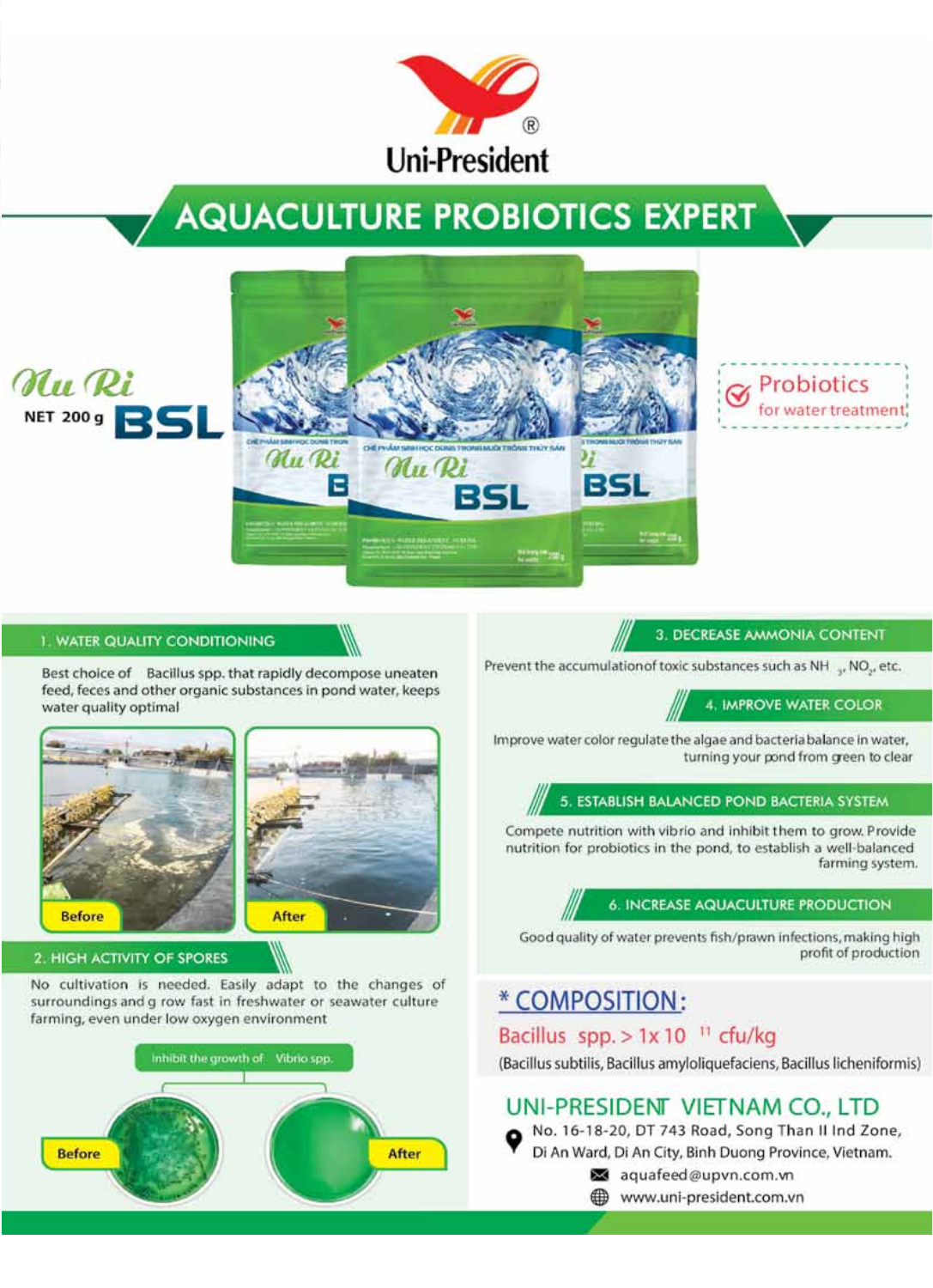Uni-President®

# AQUACULTURE PROBIOTICS EXPERT

**Nu Ri BSL**

NET 200 g

Probiotics for water treatment

## 1. WATER QUALITY CONDITIONING

Best choice of Bacillus spp. that rapidly decompose uneaten feed, feces and other organic substances in pond water, keeps water quality optimal

Before

After

## 2. HIGH ACTIVITY OF SPORES

No cultivation is needed. Easily adapt to the changes of surroundings and g row fast in freshwater or seawater culture farming, even under low oxygen environment

Inhibit the growth of Vibrio spp.

Before

After

## 3. DECREASE AMMONIA CONTENT

Prevent the accumulationof toxic substances such as $NH_3$, $NO_2$, etc.

## 4. IMPROVE WATER COLOR

Improve water color regulate the algae and bacteria balance in water, turning your pond from green to clear

## 5. ESTABLISH BALANCED POND BACTERIA SYSTEM

Compete nutrition with vibrio and inhibit them to grow. Provide nutrition for probiotics in the pond, to establish a well-balanced farming system.

## 6. INCREASE AQUACULTURE PRODUCTION

Good quality of water prevents fish/prawn infections, making high profit of production

## * COMPOSITION:

Bacillus spp. > $1 \times 10^{11}$ cfu/kg

(Bacillus subtilis, Bacillus amyloliquefaciens, Bacillus licheniformis)

## UNI-PRESIDENT VIETNAM CO., LTD

No. 16-18-20, DT 743 Road, Song Than II Ind Zone, Di An Ward, Di An City, Binh Duong Province, Vietnam.

aquafeed@upvn.com.vn

www.uni-president.com.vn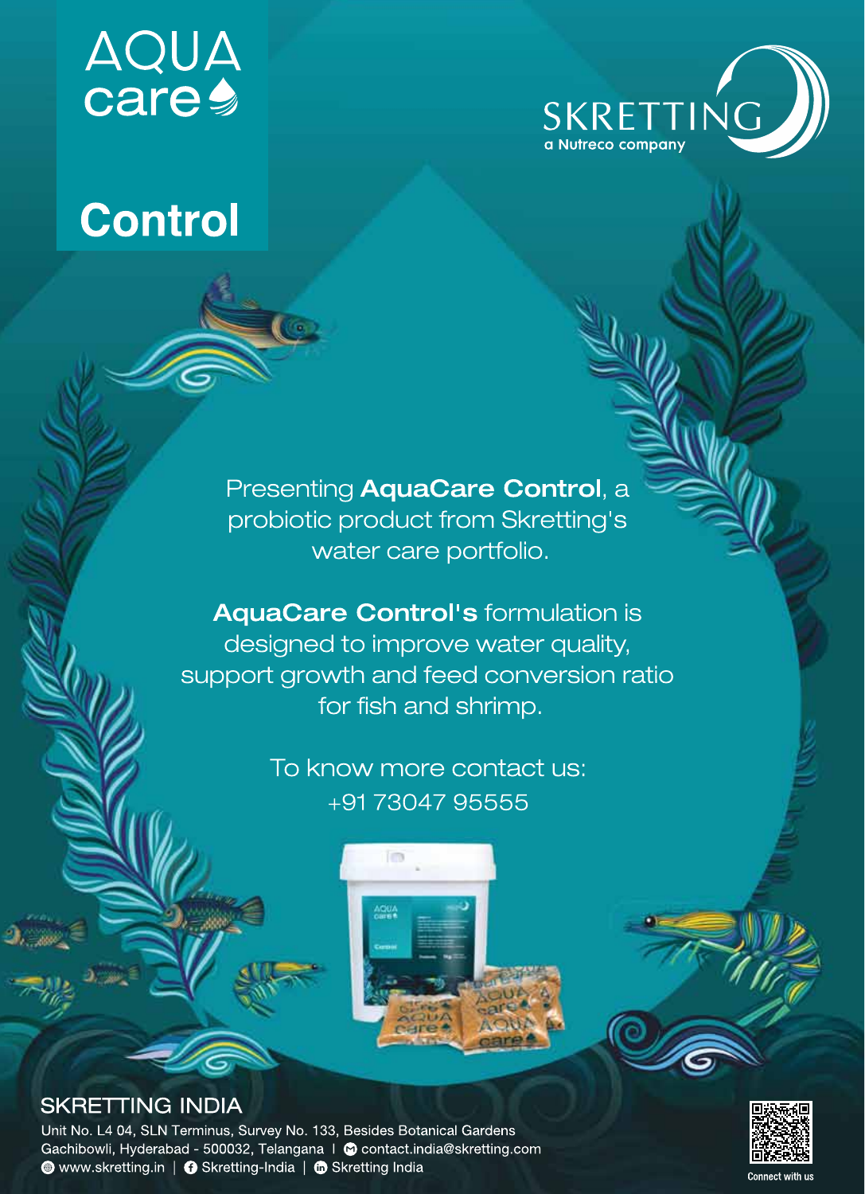# AQUA care

# Control

SKRETTING
a Nutreco company

Presenting **AquaCare Control**, a probiotic product from Skretting's water care portfolio.

**AquaCare Control's** formulation is designed to improve water quality, support growth and feed conversion ratio for fish and shrimp.

To know more contact us:
+91 73047 95555

## SKRETTING INDIA

Unit No. L4 04, SLN Terminus, Survey No. 133, Besides Botanical Gardens
Gachibowli, Hyderabad - 500032, Telangana | contact.india@skretting.com
www.skretting.in | Skretting-India | Skretting India

Connect with us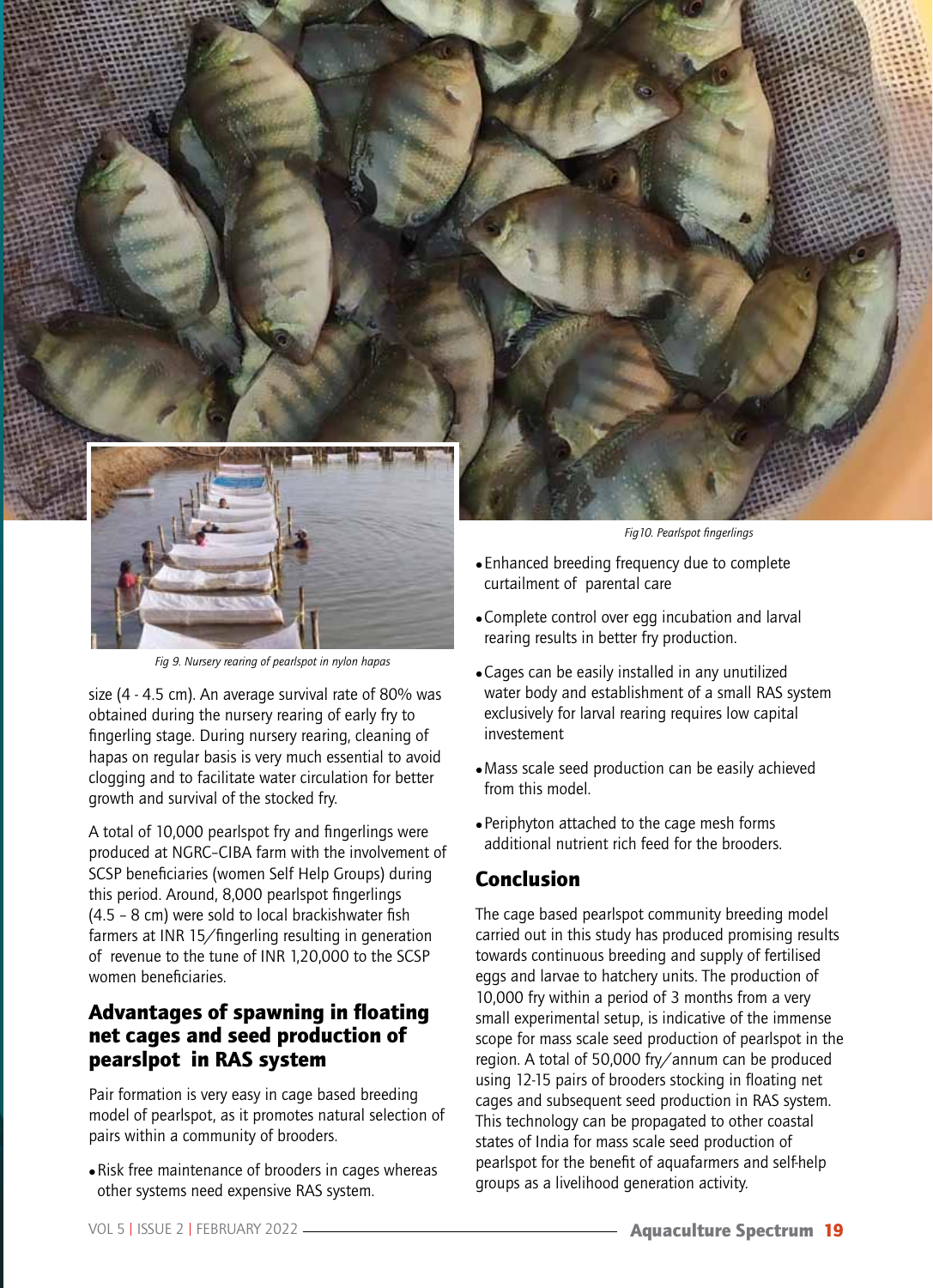Fig 9. Nursery rearing of pearlspot in nylon hapas

Fig10. Pearlspot fingerlings

size (4 - 4.5 cm). An average survival rate of 80% was obtained during the nursery rearing of early fry to fingerling stage. During nursery rearing, cleaning of hapas on regular basis is very much essential to avoid clogging and to facilitate water circulation for better growth and survival of the stocked fry.

A total of 10,000 pearlspot fry and fingerlings were produced at NGRC-CIBA farm with the involvement of SCSP beneficiaries (women Self Help Groups) during this period. Around, 8,000 pearlspot fingerlings (4.5 – 8 cm) were sold to local brackishwater fish farmers at INR 15/fingerling resulting in generation of revenue to the tune of INR 1,20,000 to the SCSP women beneficiaries.

## Advantages of spawning in floating net cages and seed production of pearslpot in RAS system

Pair formation is very easy in cage based breeding model of pearlspot, as it promotes natural selection of pairs within a community of brooders.

- Risk free maintenance of brooders in cages whereas other systems need expensive RAS system.
- Enhanced breeding frequency due to complete curtailment of parental care
- Complete control over egg incubation and larval rearing results in better fry production.
- Cages can be easily installed in any unutilized water body and establishment of a small RAS system exclusively for larval rearing requires low capital investement
- Mass scale seed production can be easily achieved from this model.
- Periphyton attached to the cage mesh forms additional nutrient rich feed for the brooders.

## Conclusion

The cage based pearlspot community breeding model carried out in this study has produced promising results towards continuous breeding and supply of fertilised eggs and larvae to hatchery units. The production of 10,000 fry within a period of 3 months from a very small experimental setup, is indicative of the immense scope for mass scale seed production of pearlspot in the region. A total of 50,000 fry/annum can be produced using 12-15 pairs of brooders stocking in floating net cages and subsequent seed production in RAS system. This technology can be propagated to other coastal states of India for mass scale seed production of pearlspot for the benefit of aquafarmers and self-help groups as a livelihood generation activity.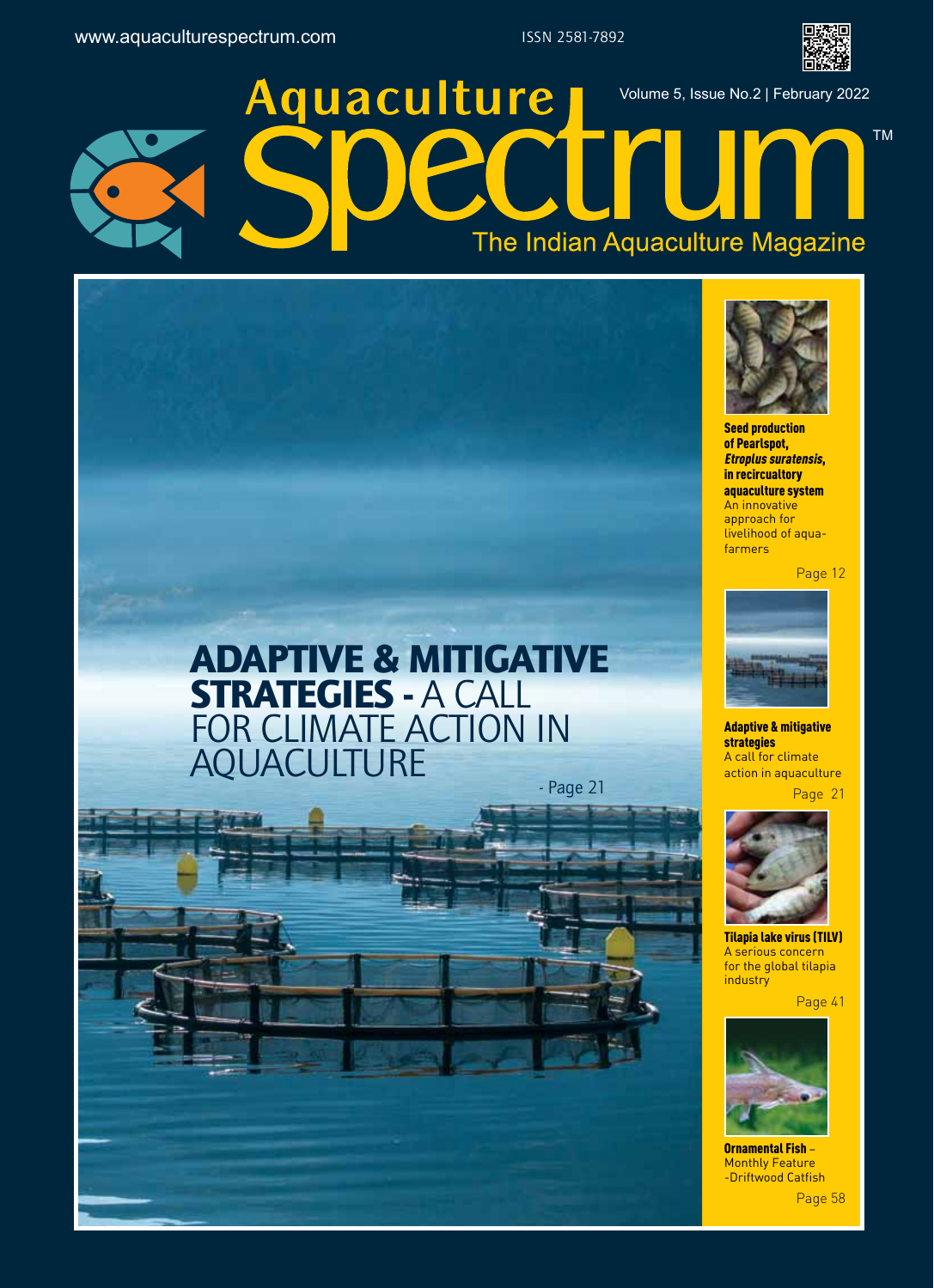www.aquaculturespectrum.com

ISSN 2581-7892

Volume 5, Issue No.2 | February 2022

# Aquaculture Spectrum™

The Indian Aquaculture Magazine

## ADAPTIVE & MITIGATIVE STRATEGIES - A CALL FOR CLIMATE ACTION IN AQUACULTURE

- Page 21

**Seed production of Pearlspot, *Etroplus suratensis*, in recirculatory aquaculture system**
An innovative approach for livelihood of aqua-farmers

Page 12

**Adaptive & mitigative strategies**
A call for climate action in aquaculture

Page 21

**Tilapia lake virus (TILV)**
A serious concern for the global tilapia industry

Page 41

**Ornamental Fish** – Monthly Feature -Driftwood Catfish

Page 58